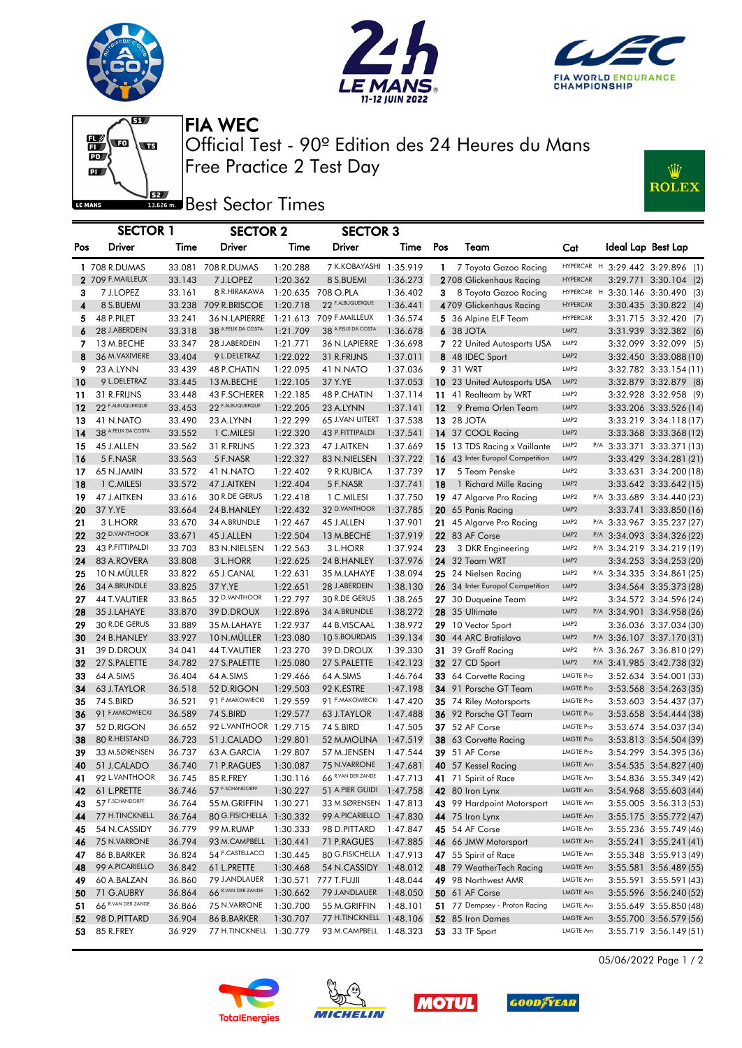# FIA WEC

## Official Test - 90º Edition des 24 Heures du Mans
## Free Practice 2 Test Day

### Best Sector Times

| Pos | SECTOR 1 Driver | Time | SECTOR 2 Driver | Time | SECTOR 3 Driver | Time | Pos | Team | Cat | Ideal Lap | Best Lap |
|---|---|---|---|---|---|---|---|---|---|---|---|
| 1 | 708 R.DUMAS | 33.081 | 708 R.DUMAS | 1:20.288 | 7 K.KOBAYASHI | 1:35.919 | 1 | 7 Toyota Gazoo Racing | HYPERCAR H | 3:29.442 | 3:29.896 (1) |
| 2 | 709 F.MAILLEUX | 33.143 | 7 J.LOPEZ | 1:20.362 | 8 S.BUEMI | 1:36.273 | 2 | 708 Glickenhaus Racing | HYPERCAR | 3:29.771 | 3:30.104 (2) |
| 3 | 7 J.LOPEZ | 33.161 | 8 R.HIRAKAWA | 1:20.635 | 708 O.PLA | 1:36.402 | 3 | 8 Toyota Gazoo Racing | HYPERCAR H | 3:30.146 | 3:30.490 (3) |
| 4 | 8 S.BUEMI | 33.238 | 709 R.BRISCOE | 1:20.718 | 22 F.ALBUQUERQUE | 1:36.441 | 4 | 709 Glickenhaus Racing | HYPERCAR | 3:30.435 | 3:30.822 (4) |
| 5 | 48 P.PILET | 33.241 | 36 N.LAPIERRE | 1:21.613 | 709 F.MAILLEUX | 1:36.574 | 5 | 36 Alpine ELF Team | HYPERCAR | 3:31.715 | 3:32.420 (7) |
| 6 | 28 J.ABERDEIN | 33.318 | 38 A.FELIX DA COSTA | 1:21.709 | 38 A.FELIX DA COSTA | 1:36.678 | 6 | 38 JOTA | LMP2 | 3:31.939 | 3:32.382 (6) |
| 7 | 13 M.BECHE | 33.347 | 28 J.ABERDEIN | 1:21.771 | 36 N.LAPIERRE | 1:36.698 | 7 | 22 United Autosports USA | LMP2 | 3:32.099 | 3:32.099 (5) |
| 8 | 36 M.VAXIVIERE | 33.404 | 9 L.DELETRAZ | 1:22.022 | 31 R.FRIJNS | 1:37.011 | 8 | 48 IDEC Sport | LMP2 | 3:32.450 | 3:33.088 (10) |
| 9 | 23 A.LYNN | 33.439 | 48 P.CHATIN | 1:22.095 | 41 N.NATO | 1:37.036 | 9 | 31 WRT | LMP2 | 3:32.782 | 3:33.154 (11) |
| 10 | 9 L.DELETRAZ | 33.445 | 13 M.BECHE | 1:22.105 | 37 Y.YE | 1:37.053 | 10 | 23 United Autosports USA | LMP2 | 3:32.879 | 3:32.879 (8) |
| 11 | 31 R.FRIJNS | 33.448 | 43 F.SCHERER | 1:22.185 | 48 P.CHATIN | 1:37.114 | 11 | 41 Realteam by WRT | LMP2 | 3:32.928 | 3:32.958 (9) |
| 12 | 22 F.ALBUQUERQUE | 33.453 | 22 F.ALBUQUERQUE | 1:22.205 | 23 A.LYNN | 1:37.141 | 12 | 9 Prema Orlen Team | LMP2 | 3:33.206 | 3:33.526 (14) |
| 13 | 41 N.NATO | 33.490 | 23 A.LYNN | 1:22.299 | 65 J.VAN UITERT | 1:37.538 | 13 | 28 JOTA | LMP2 | 3:33.219 | 3:34.118 (17) |
| 14 | 38 A.FELIX DA COSTA | 33.552 | 1 C.MILESI | 1:22.320 | 43 P.FITTIPALDI | 1:37.541 | 14 | 37 COOL Racing | LMP2 | 3:33.368 | 3:33.368 (12) |
| 15 | 45 J.ALLEN | 33.562 | 31 R.FRIJNS | 1:22.323 | 47 J.AITKEN | 1:37.669 | 15 | 13 TDS Racing x Vaillante | LMP2 P/A | 3:33.371 | 3:33.371 (13) |
| 16 | 5 F.NASR | 33.563 | 5 F.NASR | 1:22.327 | 83 N.NIELSEN | 1:37.722 | 16 | 43 Inter Europol Competition | LMP2 | 3:33.429 | 3:34.281 (21) |
| 17 | 65 N.JAMIN | 33.572 | 41 N.NATO | 1:22.402 | 9 R.KUBICA | 1:37.739 | 17 | 5 Team Penske | LMP2 | 3:33.631 | 3:34.200 (18) |
| 18 | 1 C.MILESI | 33.572 | 47 J.AITKEN | 1:22.404 | 5 F.NASR | 1:37.741 | 18 | 1 Richard Mille Racing | LMP2 | 3:33.642 | 3:33.642 (15) |
| 19 | 47 J.AITKEN | 33.616 | 30 R.DE GERUS | 1:22.418 | 1 C.MILESI | 1:37.750 | 19 | 47 Algarve Pro Racing | LMP2 P/A | 3:33.689 | 3:34.440 (23) |
| 20 | 37 Y.YE | 33.664 | 24 B.HANLEY | 1:22.432 | 32 D.VANTHOOR | 1:37.785 | 20 | 65 Panis Racing | LMP2 | 3:33.741 | 3:33.850 (16) |
| 21 | 3 L.HORR | 33.670 | 34 A.BRUNDLE | 1:22.467 | 45 J.ALLEN | 1:37.901 | 21 | 45 Algarve Pro Racing | LMP2 P/A | 3:33.967 | 3:35.237 (27) |
| 22 | 32 D.VANTHOOR | 33.671 | 45 J.ALLEN | 1:22.504 | 13 M.BECHE | 1:37.919 | 22 | 83 AF Corse | LMP2 P/A | 3:34.093 | 3:34.326 (22) |
| 23 | 43 P.FITTIPALDI | 33.703 | 83 N.NIELSEN | 1:22.563 | 3 L.HORR | 1:37.924 | 23 | 3 DKR Engineering | LMP2 P/A | 3:34.219 | 3:34.219 (19) |
| 24 | 83 A.ROVERA | 33.808 | 3 L.HORR | 1:22.625 | 24 B.HANLEY | 1:37.976 | 24 | 32 Team WRT | LMP2 | 3:34.253 | 3:34.253 (20) |
| 25 | 10 N.MÜLLER | 33.822 | 65 J.CANAL | 1:22.631 | 35 M.LAHAYE | 1:38.094 | 25 | 24 Nielsen Racing | LMP2 P/A | 3:34.335 | 3:34.861 (25) |
| 26 | 34 A.BRUNDLE | 33.825 | 37 Y.YE | 1:22.651 | 28 J.ABERDEIN | 1:38.130 | 26 | 34 Inter Europol Competition | LMP2 | 3:34.564 | 3:35.373 (28) |
| 27 | 44 T.VAUTIER | 33.865 | 32 D.VANTHOOR | 1:22.797 | 30 R.DE GERUS | 1:38.265 | 27 | 30 Duqueine Team | LMP2 | 3:34.572 | 3:34.596 (24) |
| 28 | 35 J.LAHAYE | 33.870 | 39 D.DROUX | 1:22.896 | 34 A.BRUNDLE | 1:38.272 | 28 | 35 Ultimate | LMP2 P/A | 3:34.901 | 3:34.958 (26) |
| 29 | 30 R.DE GERUS | 33.889 | 35 M.LAHAYE | 1:22.937 | 44 B.VISCAAL | 1:38.972 | 29 | 10 Vector Sport | LMP2 | 3:36.036 | 3:37.034 (30) |
| 30 | 24 B.HANLEY | 33.927 | 10 N.MÜLLER | 1:23.080 | 10 S.BOURDAIS | 1:39.134 | 30 | 44 ARC Bratislava | LMP2 P/A | 3:36.107 | 3:37.170 (31) |
| 31 | 39 D.DROUX | 34.041 | 44 T.VAUTIER | 1:23.270 | 39 D.DROUX | 1:39.330 | 31 | 39 Graff Racing | LMP2 P/A | 3:36.267 | 3:36.810 (29) |
| 32 | 27 S.PALETTE | 34.782 | 27 S.PALETTE | 1:25.080 | 27 S.PALETTE | 1:42.123 | 32 | 27 CD Sport | LMP2 P/A | 3:41.985 | 3:42.738 (32) |
| 33 | 64 A.SIMS | 36.404 | 64 A.SIMS | 1:29.466 | 64 A.SIMS | 1:46.764 | 33 | 64 Corvette Racing | LMGTE Pro | 3:52.634 | 3:54.001 (33) |
| 34 | 63 J.TAYLOR | 36.518 | 52 D.RIGON | 1:29.503 | 92 K.ESTRE | 1:47.198 | 34 | 91 Porsche GT Team | LMGTE Pro | 3:53.568 | 3:54.263 (35) |
| 35 | 74 S.BIRD | 36.521 | 91 F.MAKOWIECKI | 1:29.559 | 91 F.MAKOWIECKI | 1:47.420 | 35 | 74 Riley Motorsports | LMGTE Pro | 3:53.603 | 3:54.437 (37) |
| 36 | 91 F.MAKOWIECKI | 36.589 | 74 S.BIRD | 1:29.577 | 63 J.TAYLOR | 1:47.488 | 36 | 92 Porsche GT Team | LMGTE Pro | 3:53.658 | 3:54.444 (38) |
| 37 | 52 D.RIGON | 36.652 | 92 L.VANTHOOR | 1:29.715 | 74 S.BIRD | 1:47.505 | 37 | 52 AF Corse | LMGTE Pro | 3:53.674 | 3:54.037 (34) |
| 38 | 80 R.HEISTAND | 36.723 | 51 J.CALADO | 1:29.801 | 52 M.MOLINA | 1:47.519 | 38 | 63 Corvette Racing | LMGTE Pro | 3:53.813 | 3:54.504 (39) |
| 39 | 33 M.SØRENSEN | 36.737 | 63 A.GARCIA | 1:29.807 | 57 M.JENSEN | 1:47.544 | 39 | 51 AF Corse | LMGTE Pro | 3:54.299 | 3:54.395 (36) |
| 40 | 51 J.CALADO | 36.740 | 71 P.RAGUES | 1:30.087 | 75 N.VARRONE | 1:47.681 | 40 | 57 Kessel Racing | LMGTE Am | 3:54.535 | 3:54.827 (40) |
| 41 | 92 L.VANTHOOR | 36.745 | 85 R.FREY | 1:30.116 | 66 R.VAN DER ZANDE | 1:47.713 | 41 | 71 Spirit of Race | LMGTE Am | 3:54.836 | 3:55.349 (42) |
| 42 | 61 L.PRETTE | 36.746 | 57 F.SCHANDORFF | 1:30.227 | 51 A.PIER GUIDI | 1:47.758 | 42 | 80 Iron Lynx | LMGTE Am | 3:54.968 | 3:55.603 (44) |
| 43 | 57 F.SCHANDORFF | 36.764 | 55 M.GRIFFIN | 1:30.271 | 33 M.SØRENSEN | 1:47.813 | 43 | 99 Hardpoint Motorsport | LMGTE Am | 3:55.005 | 3:56.313 (53) |
| 44 | 77 H.TINCKNELL | 36.764 | 80 G.FISICHELLA | 1:30.332 | 99 A.PICARIELLO | 1:47.830 | 44 | 75 Iron Lynx | LMGTE Am | 3:55.175 | 3:55.772 (47) |
| 45 | 54 N.CASSIDY | 36.779 | 99 M.RUMP | 1:30.333 | 98 D.PITTARD | 1:47.847 | 45 | 54 AF Corse | LMGTE Am | 3:55.236 | 3:55.749 (46) |
| 46 | 75 N.VARRONE | 36.794 | 93 M.CAMPBELL | 1:30.441 | 71 P.RAGUES | 1:47.885 | 46 | 66 JMW Motorsport | LMGTE Am | 3:55.241 | 3:55.241 (41) |
| 47 | 86 B.BARKER | 36.824 | 54 F.CASTELLACCI | 1:30.445 | 80 G.FISICHELLA | 1:47.913 | 47 | 55 Spirit of Race | LMGTE Am | 3:55.348 | 3:55.913 (49) |
| 48 | 99 A.PICARIELLO | 36.842 | 61 L.PRETTE | 1:30.468 | 54 N.CASSIDY | 1:48.012 | 48 | 79 WeatherTech Racing | LMGTE Am | 3:55.581 | 3:56.489 (55) |
| 49 | 60 A.BALZAN | 36.860 | 79 J.ANDLAUER | 1:30.571 | 777 T.FUJII | 1:48.044 | 49 | 98 Northwest AMR | LMGTE Am | 3:55.591 | 3:55.591 (43) |
| 50 | 71 G.AUBRY | 36.864 | 66 R.VAN DER ZANDE | 1:30.662 | 79 J.ANDLAUER | 1:48.050 | 50 | 61 AF Corse | LMGTE Am | 3:55.596 | 3:56.240 (52) |
| 51 | 66 R.VAN DER ZANDE | 36.866 | 75 N.VARRONE | 1:30.700 | 55 M.GRIFFIN | 1:48.101 | 51 | 77 Dempsey - Proton Racing | LMGTE Am | 3:55.649 | 3:55.850 (48) |
| 52 | 98 D.PITTARD | 36.904 | 86 B.BARKER | 1:30.707 | 77 H.TINCKNELL | 1:48.106 | 52 | 85 Iron Dames | LMGTE Am | 3:55.700 | 3:56.579 (56) |
| 53 | 85 R.FREY | 36.929 | 77 H.TINCKNELL | 1:30.779 | 93 M.CAMPBELL | 1:48.323 | 53 | 33 TF Sport | LMGTE Am | 3:55.719 | 3:56.149 (51) |

05/06/2022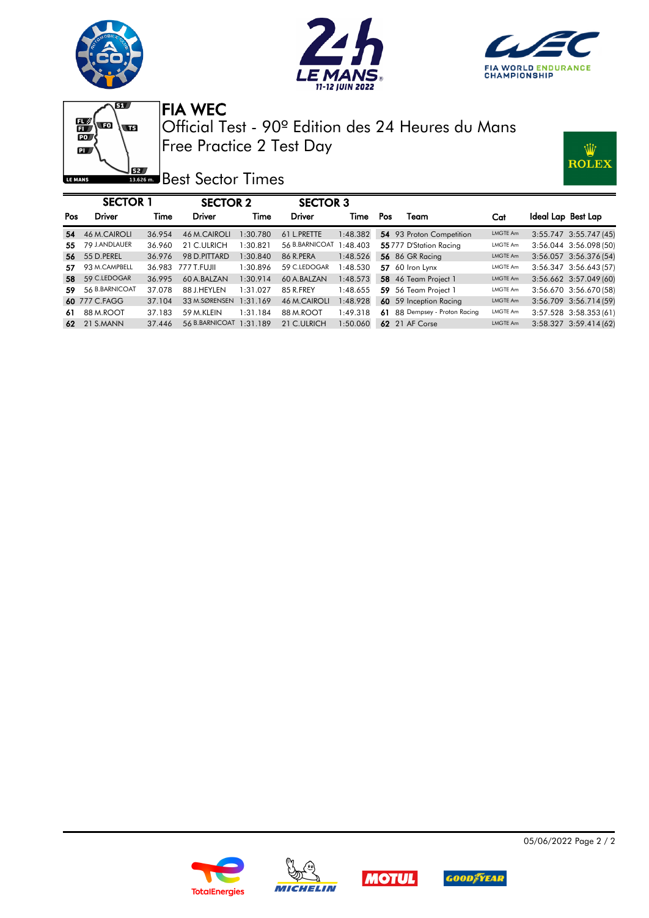# FIA WEC

## Official Test - 90º Edition des 24 Heures du Mans

## Free Practice 2 Test Day

## Best Sector Times

| | SECTOR 1 | | SECTOR 2 | | SECTOR 3 | | | | | |
|---|---|---|---|---|---|---|---|---|---|---|
| Pos | Driver | Time | Driver | Time | Driver | Time | Pos | Team | Cat | Ideal Lap | Best Lap |
| 54 | 46 M.CAIROLI | 36.954 | 46 M.CAIROLI | 1:30.780 | 61 L.PRETTE | 1:48.382 | 54 | 93 Proton Competition | LMGTE Am | 3:55.747 | 3:55.747 (45) |
| 55 | 79 J.ANDLAUER | 36.960 | 21 C.ULRICH | 1:30.821 | 56 B.BARNICOAT | 1:48.403 | 55 | 777 D'Station Racing | LMGTE Am | 3:56.044 | 3:56.098 (50) |
| 56 | 55 D.PEREL | 36.976 | 98 D.PITTARD | 1:30.840 | 86 R.PERA | 1:48.526 | 56 | 86 GR Racing | LMGTE Am | 3:56.057 | 3:56.376 (54) |
| 57 | 93 M.CAMPBELL | 36.983 | 777 T.FUJII | 1:30.896 | 59 C.LEDOGAR | 1:48.530 | 57 | 60 Iron Lynx | LMGTE Am | 3:56.347 | 3:56.643 (57) |
| 58 | 59 C.LEDOGAR | 36.995 | 60 A.BALZAN | 1:30.914 | 60 A.BALZAN | 1:48.573 | 58 | 46 Team Project 1 | LMGTE Am | 3:56.662 | 3:57.049 (60) |
| 59 | 56 B.BARNICOAT | 37.078 | 88 J.HEYLEN | 1:31.027 | 85 R.FREY | 1:48.655 | 59 | 56 Team Project 1 | LMGTE Am | 3:56.670 | 3:56.670 (58) |
| 60 | 777 C.FAGG | 37.104 | 33 M.SØRENSEN | 1:31.169 | 46 M.CAIROLI | 1:48.928 | 60 | 59 Inception Racing | LMGTE Am | 3:56.709 | 3:56.714 (59) |
| 61 | 88 M.ROOT | 37.183 | 59 M.KLEIN | 1:31.184 | 88 M.ROOT | 1:49.318 | 61 | 88 Dempsey - Proton Racing | LMGTE Am | 3:57.528 | 3:58.353 (61) |
| 62 | 21 S.MANN | 37.446 | 56 B.BARNICOAT | 1:31.189 | 21 C.ULRICH | 1:50.060 | 62 | 21 AF Corse | LMGTE Am | 3:58.327 | 3:59.414 (62) |

05/06/2022